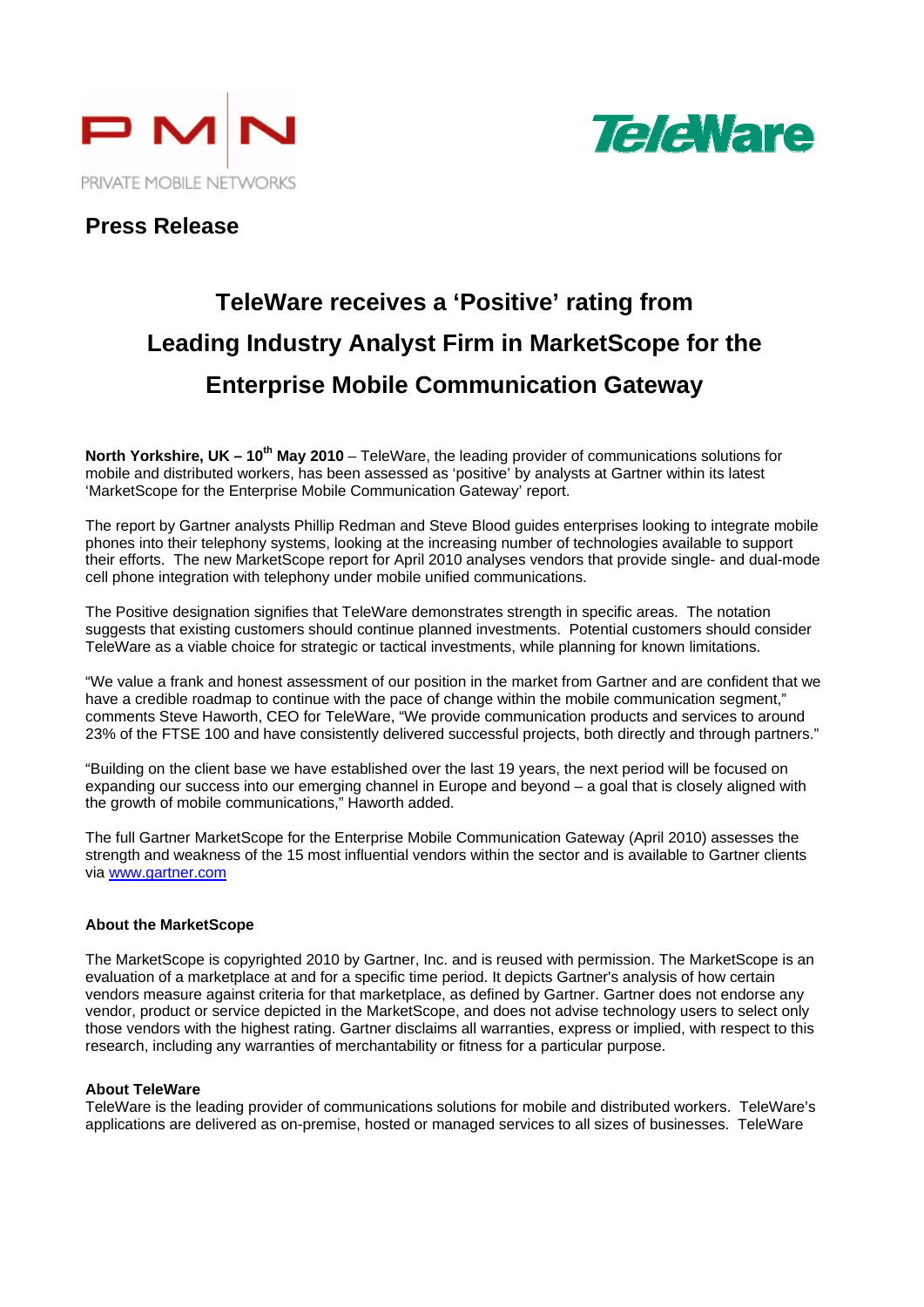PMN
PRIVATE MOBILE NETWORKS

TeleWare

**Press Release**

# TeleWare receives a 'Positive' rating from Leading Industry Analyst Firm in MarketScope for the Enterprise Mobile Communication Gateway

**North Yorkshire, UK – 10th May 2010** – TeleWare, the leading provider of communications solutions for mobile and distributed workers, has been assessed as 'positive' by analysts at Gartner within its latest 'MarketScope for the Enterprise Mobile Communication Gateway' report.

The report by Gartner analysts Phillip Redman and Steve Blood guides enterprises looking to integrate mobile phones into their telephony systems, looking at the increasing number of technologies available to support their efforts. The new MarketScope report for April 2010 analyses vendors that provide single- and dual-mode cell phone integration with telephony under mobile unified communications.

The Positive designation signifies that TeleWare demonstrates strength in specific areas. The notation suggests that existing customers should continue planned investments. Potential customers should consider TeleWare as a viable choice for strategic or tactical investments, while planning for known limitations.

"We value a frank and honest assessment of our position in the market from Gartner and are confident that we have a credible roadmap to continue with the pace of change within the mobile communication segment," comments Steve Haworth, CEO for TeleWare, "We provide communication products and services to around 23% of the FTSE 100 and have consistently delivered successful projects, both directly and through partners."

"Building on the client base we have established over the last 19 years, the next period will be focused on expanding our success into our emerging channel in Europe and beyond – a goal that is closely aligned with the growth of mobile communications," Haworth added.

The full Gartner MarketScope for the Enterprise Mobile Communication Gateway (April 2010) assesses the strength and weakness of the 15 most influential vendors within the sector and is available to Gartner clients via www.gartner.com

**About the MarketScope**

The MarketScope is copyrighted 2010 by Gartner, Inc. and is reused with permission. The MarketScope is an evaluation of a marketplace at and for a specific time period. It depicts Gartner's analysis of how certain vendors measure against criteria for that marketplace, as defined by Gartner. Gartner does not endorse any vendor, product or service depicted in the MarketScope, and does not advise technology users to select only those vendors with the highest rating. Gartner disclaims all warranties, express or implied, with respect to this research, including any warranties of merchantability or fitness for a particular purpose.

**About TeleWare**

TeleWare is the leading provider of communications solutions for mobile and distributed workers. TeleWare's applications are delivered as on-premise, hosted or managed services to all sizes of businesses. TeleWare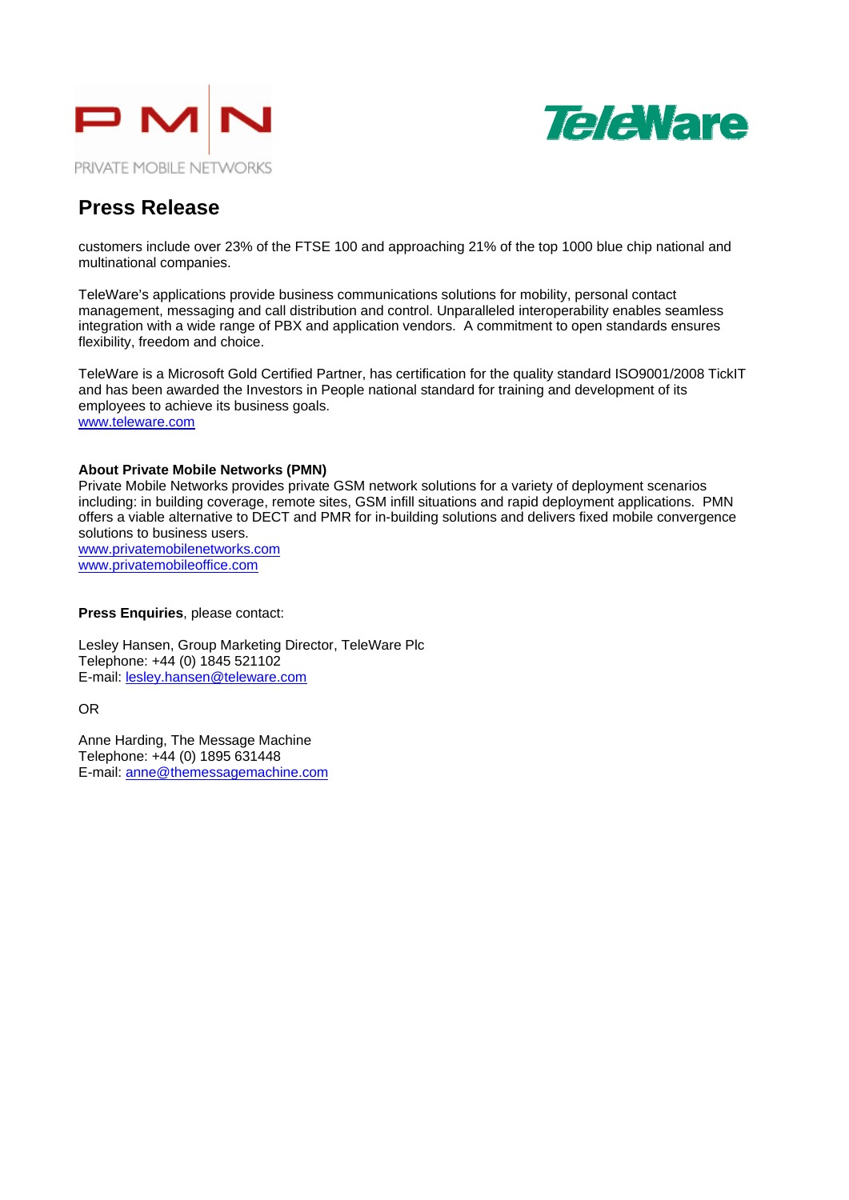PRIVATE MOBILE NETWORKS

## Press Release

customers include over 23% of the FTSE 100 and approaching 21% of the top 1000 blue chip national and multinational companies.

TeleWare's applications provide business communications solutions for mobility, personal contact management, messaging and call distribution and control. Unparalleled interoperability enables seamless integration with a wide range of PBX and application vendors. A commitment to open standards ensures flexibility, freedom and choice.

TeleWare is a Microsoft Gold Certified Partner, has certification for the quality standard ISO9001/2008 TickIT and has been awarded the Investors in People national standard for training and development of its employees to achieve its business goals.
www.teleware.com

**About Private Mobile Networks (PMN)**
Private Mobile Networks provides private GSM network solutions for a variety of deployment scenarios including: in building coverage, remote sites, GSM infill situations and rapid deployment applications. PMN offers a viable alternative to DECT and PMR for in-building solutions and delivers fixed mobile convergence solutions to business users.
www.privatemobilenetworks.com
www.privatemobileoffice.com

**Press Enquiries**, please contact:

Lesley Hansen, Group Marketing Director, TeleWare Plc
Telephone: +44 (0) 1845 521102
E-mail: lesley.hansen@teleware.com

OR

Anne Harding, The Message Machine
Telephone: +44 (0) 1895 631448
E-mail: anne@themessagemachine.com